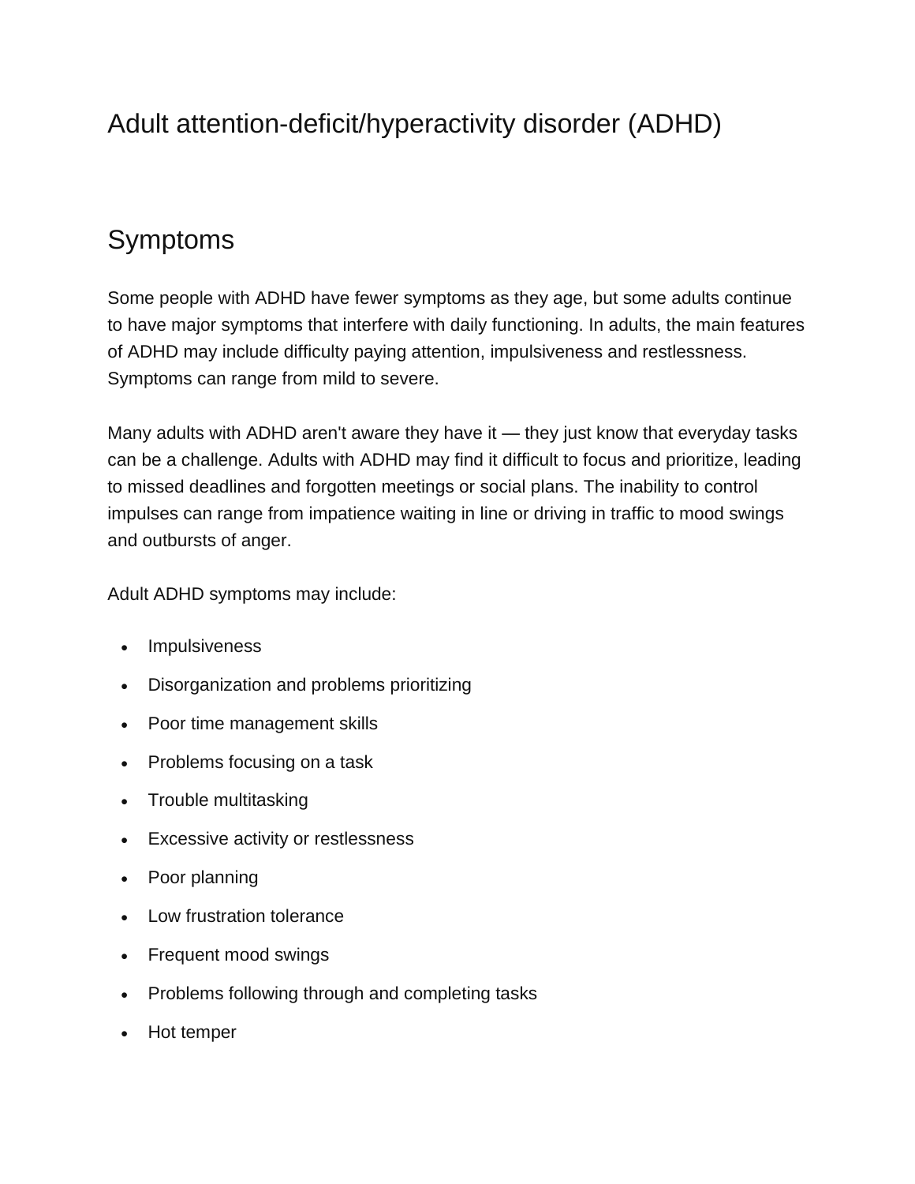# Adult attention-deficit/hyperactivity disorder (ADHD)

## Symptoms

Some people with ADHD have fewer symptoms as they age, but some adults continue to have major symptoms that interfere with daily functioning. In adults, the main features of ADHD may include difficulty paying attention, impulsiveness and restlessness. Symptoms can range from mild to severe.

Many adults with ADHD aren't aware they have it — they just know that everyday tasks can be a challenge. Adults with ADHD may find it difficult to focus and prioritize, leading to missed deadlines and forgotten meetings or social plans. The inability to control impulses can range from impatience waiting in line or driving in traffic to mood swings and outbursts of anger.

Adult ADHD symptoms may include:

- Impulsiveness
- Disorganization and problems prioritizing
- Poor time management skills
- Problems focusing on a task
- Trouble multitasking
- Excessive activity or restlessness
- Poor planning
- Low frustration tolerance
- Frequent mood swings
- Problems following through and completing tasks
- Hot temper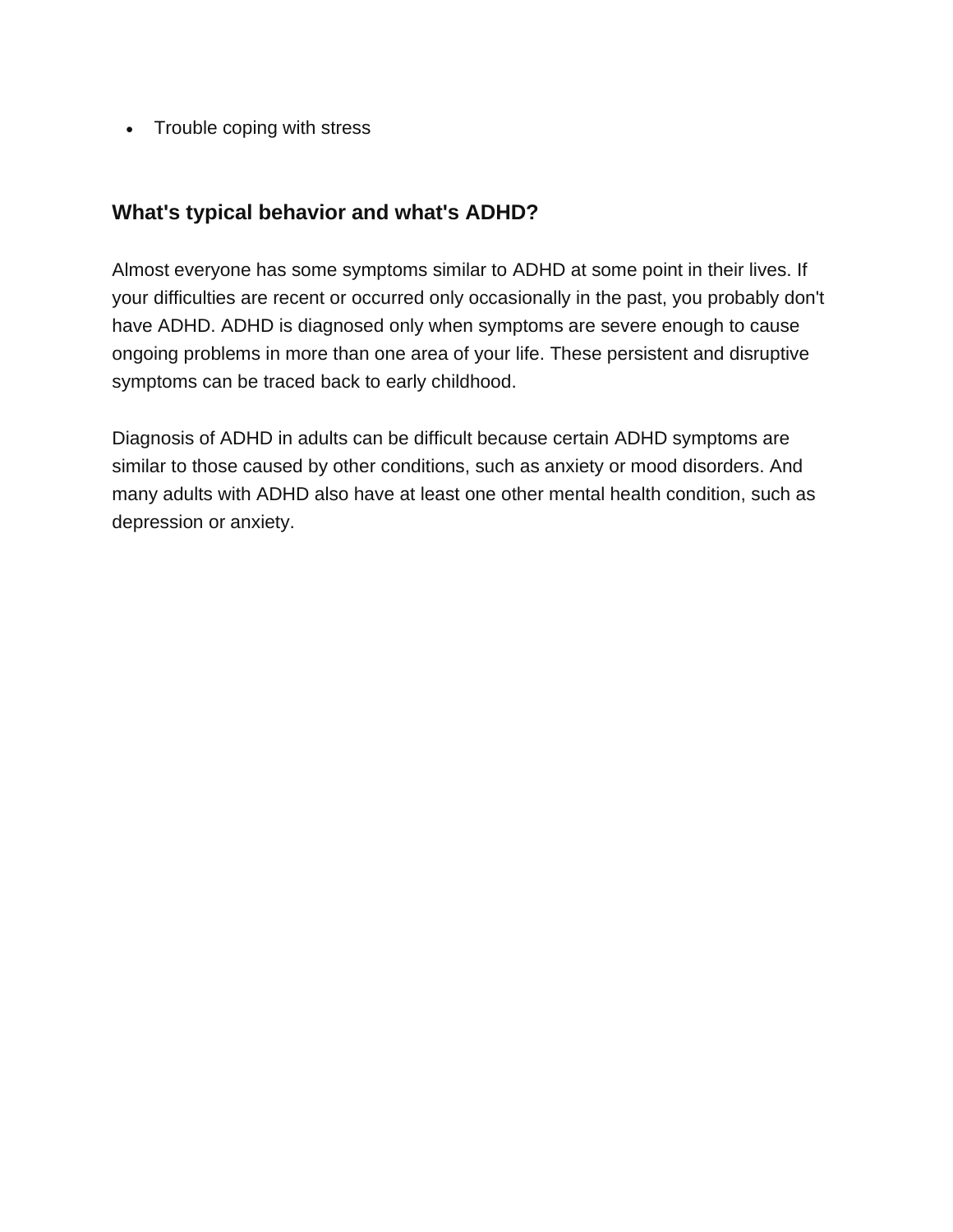- Trouble coping with stress

## What's typical behavior and what's ADHD?

Almost everyone has some symptoms similar to ADHD at some point in their lives. If your difficulties are recent or occurred only occasionally in the past, you probably don't have ADHD. ADHD is diagnosed only when symptoms are severe enough to cause ongoing problems in more than one area of your life. These persistent and disruptive symptoms can be traced back to early childhood.

Diagnosis of ADHD in adults can be difficult because certain ADHD symptoms are similar to those caused by other conditions, such as anxiety or mood disorders. And many adults with ADHD also have at least one other mental health condition, such as depression or anxiety.